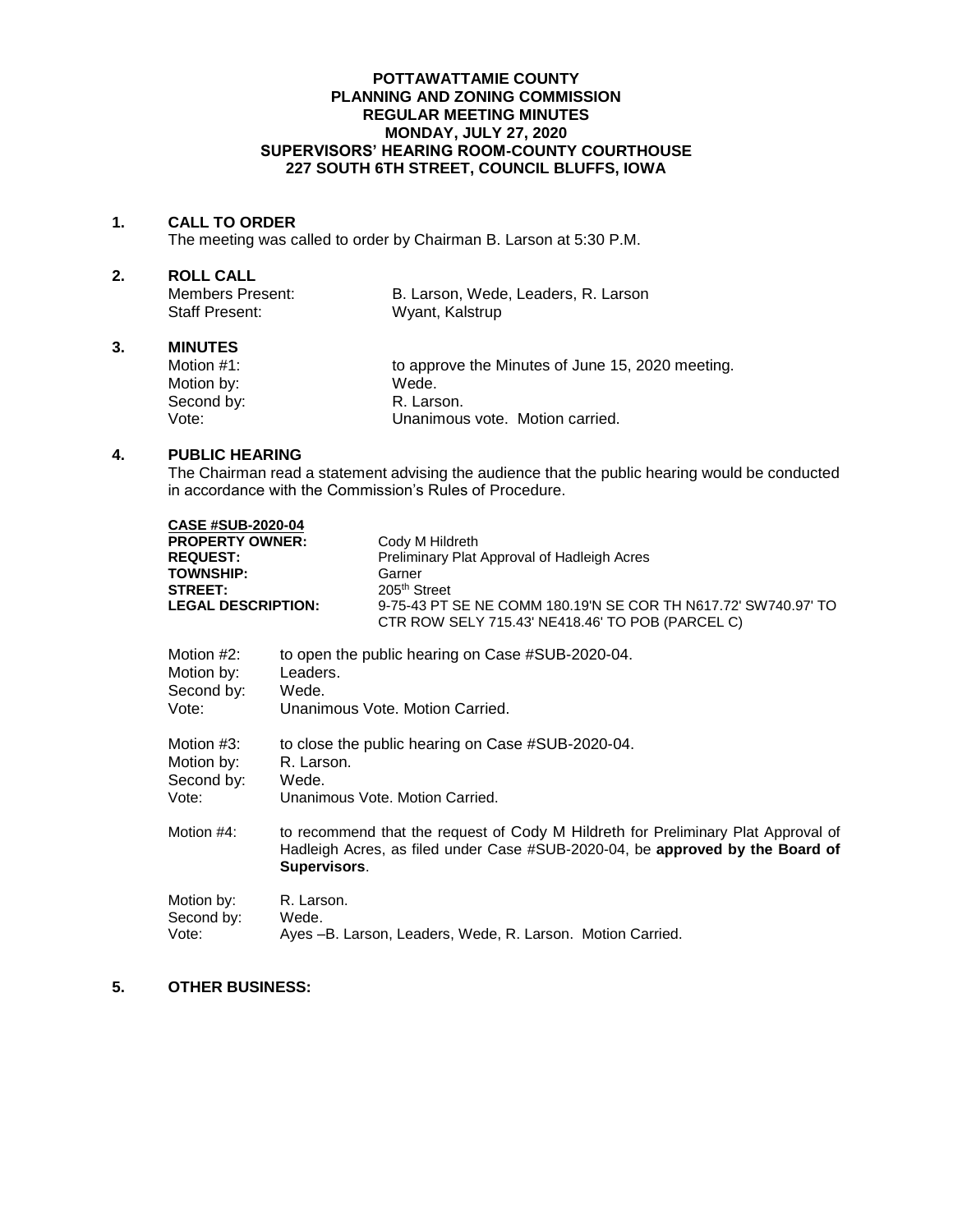**POTTAWATTAMIE COUNTY**
**PLANNING AND ZONING COMMISSION**
**REGULAR MEETING MINUTES**
**MONDAY, JULY 27, 2020**
**SUPERVISORS' HEARING ROOM-COUNTY COURTHOUSE**
**227 SOUTH 6TH STREET, COUNCIL BLUFFS, IOWA**

## 1. CALL TO ORDER

The meeting was called to order by Chairman B. Larson at 5:30 P.M.

## 2. ROLL CALL

Members Present: B. Larson, Wede, Leaders, R. Larson
Staff Present: Wyant, Kalstrup

## 3. MINUTES

Motion #1: to approve the Minutes of June 15, 2020 meeting.
Motion by: Wede.
Second by: R. Larson.
Vote: Unanimous vote. Motion carried.

## 4. PUBLIC HEARING

The Chairman read a statement advising the audience that the public hearing would be conducted in accordance with the Commission's Rules of Procedure.

**CASE #SUB-2020-04**
**PROPERTY OWNER:** Cody M Hildreth
**REQUEST:** Preliminary Plat Approval of Hadleigh Acres
**TOWNSHIP:** Garner
**STREET:** 205th Street
**LEGAL DESCRIPTION:** 9-75-43 PT SE NE COMM 180.19'N SE COR TH N617.72' SW740.97' TO CTR ROW SELY 715.43' NE418.46' TO POB (PARCEL C)

Motion #2: to open the public hearing on Case #SUB-2020-04.
Motion by: Leaders.
Second by: Wede.
Vote: Unanimous Vote. Motion Carried.

Motion #3: to close the public hearing on Case #SUB-2020-04.
Motion by: R. Larson.
Second by: Wede.
Vote: Unanimous Vote. Motion Carried.

Motion #4: to recommend that the request of Cody M Hildreth for Preliminary Plat Approval of Hadleigh Acres, as filed under Case #SUB-2020-04, be **approved by the Board of Supervisors**.

Motion by: R. Larson.
Second by: Wede.
Vote: Ayes –B. Larson, Leaders, Wede, R. Larson. Motion Carried.

## 5. OTHER BUSINESS: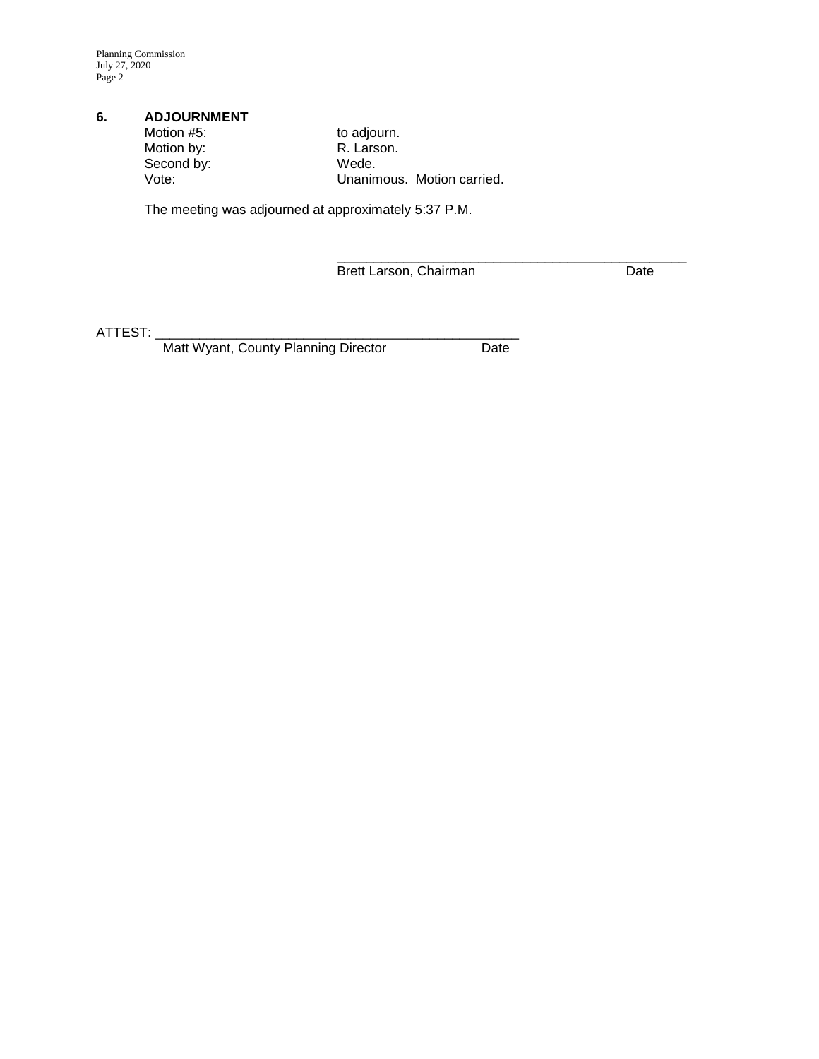## 6. ADJOURNMENT

| | |
|---|---|
| Motion #5: | to adjourn. |
| Motion by: | R. Larson. |
| Second by: | Wede. |
| Vote: | Unanimous. Motion carried. |

The meeting was adjourned at approximately 5:37 P.M.

\_\_\_\_\_\_\_\_\_\_\_\_\_\_\_\_\_\_\_\_\_\_\_\_\_\_\_\_\_\_\_\_\_\_\_\_\_\_\_\_\_\_\_\_\_\_\_

Brett Larson, Chairman Date

ATTEST: \_\_\_\_\_\_\_\_\_\_\_\_\_\_\_\_\_\_\_\_\_\_\_\_\_\_\_\_\_\_\_\_\_\_\_\_\_\_\_\_\_\_\_\_\_\_\_

Matt Wyant, County Planning Director Date